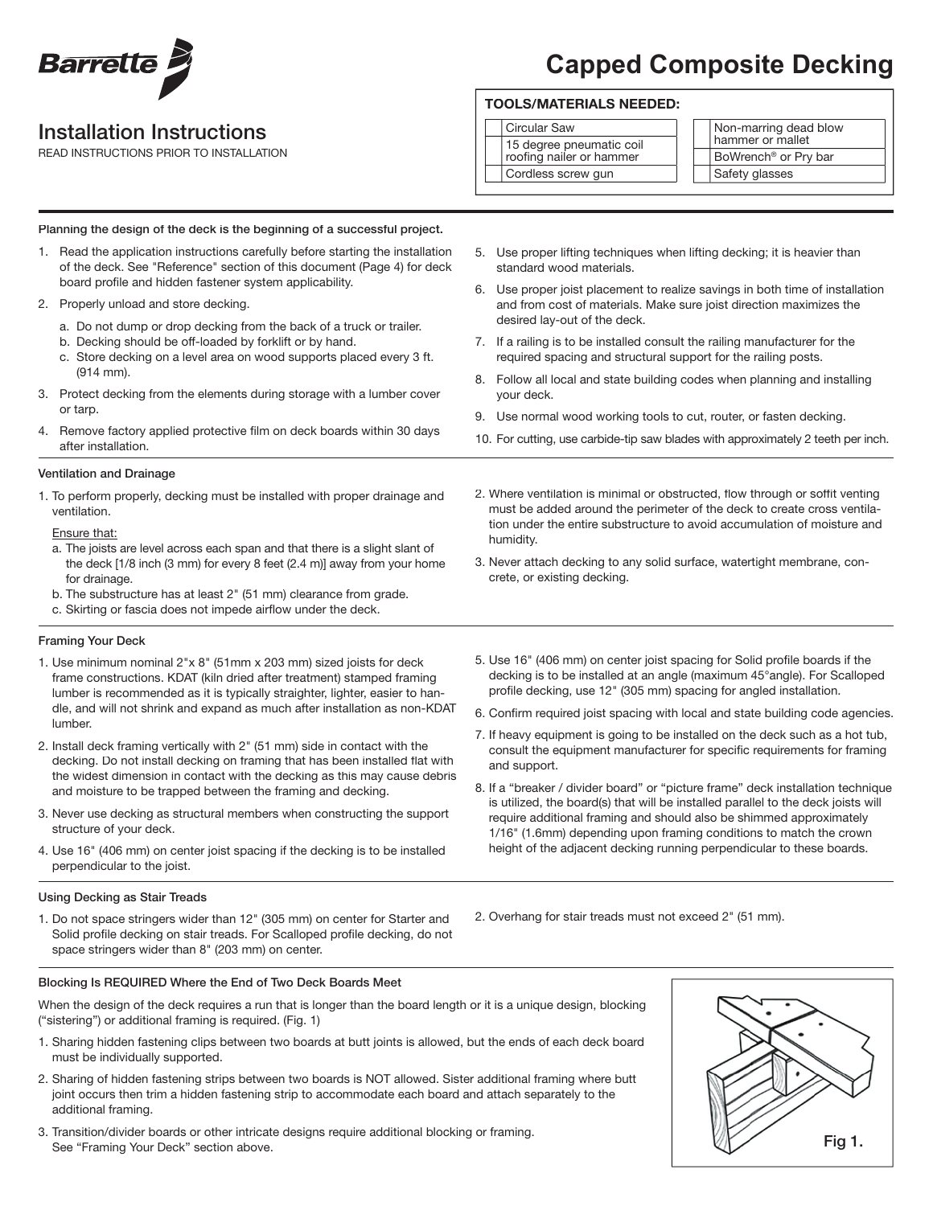# Capped Composite Decking

## Installation Instructions

READ INSTRUCTIONS PRIOR TO INSTALLATION

**TOOLS/MATERIALS NEEDED:**

| | |
|---|---|
| Circular Saw | Non-marring dead blow hammer or mallet |
| 15 degree pneumatic coil roofing nailer or hammer | BoWrench® or Pry bar |
| Cordless screw gun | Safety glasses |

**Planning the design of the deck is the beginning of a successful project.**

1. Read the application instructions carefully before starting the installation of the deck. See "Reference" section of this document (Page 4) for deck board profile and hidden fastener system applicability.
2. Properly unload and store decking.
   a. Do not dump or drop decking from the back of a truck or trailer.
   b. Decking should be off-loaded by forklift or by hand.
   c. Store decking on a level area on wood supports placed every 3 ft. (914 mm).
3. Protect decking from the elements during storage with a lumber cover or tarp.
4. Remove factory applied protective film on deck boards within 30 days after installation.
5. Use proper lifting techniques when lifting decking; it is heavier than standard wood materials.
6. Use proper joist placement to realize savings in both time of installation and from cost of materials. Make sure joist direction maximizes the desired lay-out of the deck.
7. If a railing is to be installed consult the railing manufacturer for the required spacing and structural support for the railing posts.
8. Follow all local and state building codes when planning and installing your deck.
9. Use normal wood working tools to cut, router, or fasten decking.
10. For cutting, use carbide-tip saw blades with approximately 2 teeth per inch.

**Ventilation and Drainage**

1. To perform properly, decking must be installed with proper drainage and ventilation.

   Ensure that:
   a. The joists are level across each span and that there is a slight slant of the deck [1/8 inch (3 mm) for every 8 feet (2.4 m)] away from your home for drainage.
   b. The substructure has at least 2" (51 mm) clearance from grade.
   c. Skirting or fascia does not impede airflow under the deck.
2. Where ventilation is minimal or obstructed, flow through or soffit venting must be added around the perimeter of the deck to create cross ventilation under the entire substructure to avoid accumulation of moisture and humidity.
3. Never attach decking to any solid surface, watertight membrane, concrete, or existing decking.

**Framing Your Deck**

1. Use minimum nominal 2"x 8" (51mm x 203 mm) sized joists for deck frame constructions. KDAT (kiln dried after treatment) stamped framing lumber is recommended as it is typically straighter, lighter, easier to handle, and will not shrink and expand as much after installation as non-KDAT lumber.
2. Install deck framing vertically with 2" (51 mm) side in contact with the decking. Do not install decking on framing that has been installed flat with the widest dimension in contact with the decking as this may cause debris and moisture to be trapped between the framing and decking.
3. Never use decking as structural members when constructing the support structure of your deck.
4. Use 16" (406 mm) on center joist spacing if the decking is to be installed perpendicular to the joist.
5. Use 16" (406 mm) on center joist spacing for Solid profile boards if the decking is to be installed at an angle (maximum 45°angle). For Scalloped profile decking, use 12" (305 mm) spacing for angled installation.
6. Confirm required joist spacing with local and state building code agencies.
7. If heavy equipment is going to be installed on the deck such as a hot tub, consult the equipment manufacturer for specific requirements for framing and support.
8. If a "breaker / divider board" or "picture frame" deck installation technique is utilized, the board(s) that will be installed parallel to the deck joists will require additional framing and should also be shimmed approximately 1/16" (1.6mm) depending upon framing conditions to match the crown height of the adjacent decking running perpendicular to these boards.

**Using Decking as Stair Treads**

1. Do not space stringers wider than 12" (305 mm) on center for Starter and Solid profile decking on stair treads. For Scalloped profile decking, do not space stringers wider than 8" (203 mm) on center.
2. Overhang for stair treads must not exceed 2" (51 mm).

**Blocking Is REQUIRED Where the End of Two Deck Boards Meet**

When the design of the deck requires a run that is longer than the board length or it is a unique design, blocking ("sistering") or additional framing is required. (Fig. 1)

1. Sharing hidden fastening clips between two boards at butt joints is allowed, but the ends of each deck board must be individually supported.
2. Sharing of hidden fastening strips between two boards is NOT allowed. Sister additional framing where butt joint occurs then trim a hidden fastening strip to accommodate each board and attach separately to the additional framing.
3. Transition/divider boards or other intricate designs require additional blocking or framing. See "Framing Your Deck" section above.

Fig 1.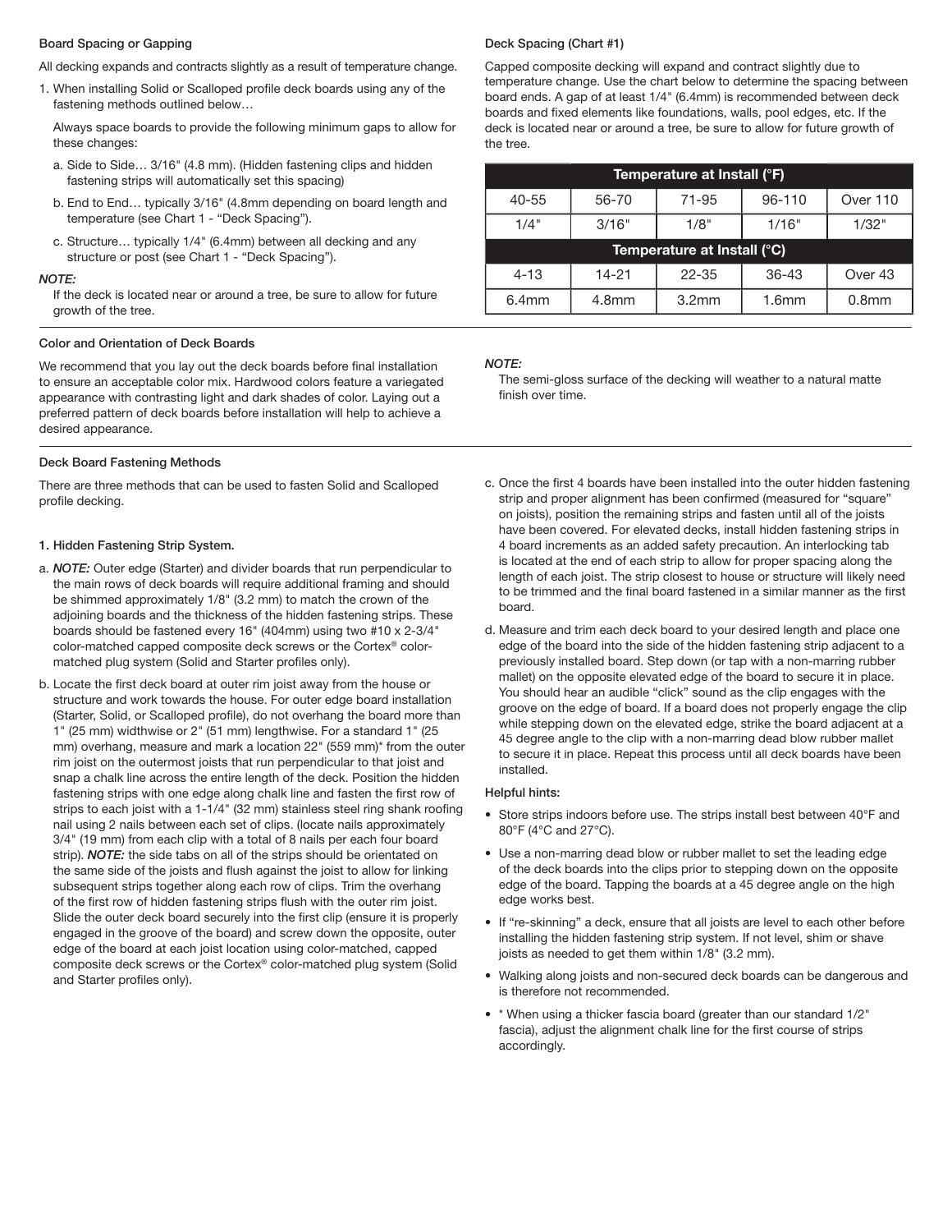### Board Spacing or Gapping

All decking expands and contracts slightly as a result of temperature change.

1. When installing Solid or Scalloped profile deck boards using any of the fastening methods outlined below…

   Always space boards to provide the following minimum gaps to allow for these changes:

   a. Side to Side… 3/16" (4.8 mm). (Hidden fastening clips and hidden fastening strips will automatically set this spacing)

   b. End to End… typically 3/16" (4.8mm depending on board length and temperature (see Chart 1 - "Deck Spacing").

   c. Structure… typically 1/4" (6.4mm) between all decking and any structure or post (see Chart 1 - "Deck Spacing").

***NOTE:***

If the deck is located near or around a tree, be sure to allow for future growth of the tree.

### Deck Spacing (Chart #1)

Capped composite decking will expand and contract slightly due to temperature change. Use the chart below to determine the spacing between board ends. A gap of at least 1/4" (6.4mm) is recommended between deck boards and fixed elements like foundations, walls, pool edges, etc. If the deck is located near or around a tree, be sure to allow for future growth of the tree.

| Temperature at Install (°F) | | | | |
|---|---|---|---|---|
| 40-55 | 56-70 | 71-95 | 96-110 | Over 110 |
| 1/4" | 3/16" | 1/8" | 1/16" | 1/32" |
| **Temperature at Install (°C)** | | | | |
| 4-13 | 14-21 | 22-35 | 36-43 | Over 43 |
| 6.4mm | 4.8mm | 3.2mm | 1.6mm | 0.8mm |

### Color and Orientation of Deck Boards

We recommend that you lay out the deck boards before final installation to ensure an acceptable color mix. Hardwood colors feature a variegated appearance with contrasting light and dark shades of color. Laying out a preferred pattern of deck boards before installation will help to achieve a desired appearance.

***NOTE:***

The semi-gloss surface of the decking will weather to a natural matte finish over time.

### Deck Board Fastening Methods

There are three methods that can be used to fasten Solid and Scalloped profile decking.

#### 1. Hidden Fastening Strip System.

a. ***NOTE:*** Outer edge (Starter) and divider boards that run perpendicular to the main rows of deck boards will require additional framing and should be shimmed approximately 1/8" (3.2 mm) to match the crown of the adjoining boards and the thickness of the hidden fastening strips. These boards should be fastened every 16" (404mm) using two #10 x 2-3/4" color-matched capped composite deck screws or the Cortex® color-matched plug system (Solid and Starter profiles only).

b. Locate the first deck board at outer rim joist away from the house or structure and work towards the house. For outer edge board installation (Starter, Solid, or Scalloped profile), do not overhang the board more than 1" (25 mm) widthwise or 2" (51 mm) lengthwise. For a standard 1" (25 mm) overhang, measure and mark a location 22" (559 mm)* from the outer rim joist on the outermost joists that run perpendicular to that joist and snap a chalk line across the entire length of the deck. Position the hidden fastening strips with one edge along chalk line and fasten the first row of strips to each joist with a 1-1/4" (32 mm) stainless steel ring shank roofing nail using 2 nails between each set of clips. (locate nails approximately 3/4" (19 mm) from each clip with a total of 8 nails per each four board strip). ***NOTE:*** the side tabs on all of the strips should be orientated on the same side of the joists and flush against the joist to allow for linking subsequent strips together along each row of clips. Trim the overhang of the first row of hidden fastening strips flush with the outer rim joist. Slide the outer deck board securely into the first clip (ensure it is properly engaged in the groove of the board) and screw down the opposite, outer edge of the board at each joist location using color-matched, capped composite deck screws or the Cortex® color-matched plug system (Solid and Starter profiles only).

c. Once the first 4 boards have been installed into the outer hidden fastening strip and proper alignment has been confirmed (measured for "square" on joists), position the remaining strips and fasten until all of the joists have been covered. For elevated decks, install hidden fastening strips in 4 board increments as an added safety precaution. An interlocking tab is located at the end of each strip to allow for proper spacing along the length of each joist. The strip closest to house or structure will likely need to be trimmed and the final board fastened in a similar manner as the first board.

d. Measure and trim each deck board to your desired length and place one edge of the board into the side of the hidden fastening strip adjacent to a previously installed board. Step down (or tap with a non-marring rubber mallet) on the opposite elevated edge of the board to secure it in place. You should hear an audible "click" sound as the clip engages with the groove on the edge of board. If a board does not properly engage the clip while stepping down on the elevated edge, strike the board adjacent at a 45 degree angle to the clip with a non-marring dead blow rubber mallet to secure it in place. Repeat this process until all deck boards have been installed.

#### Helpful hints:

- Store strips indoors before use. The strips install best between 40°F and 80°F (4°C and 27°C).
- Use a non-marring dead blow or rubber mallet to set the leading edge of the deck boards into the clips prior to stepping down on the opposite edge of the board. Tapping the boards at a 45 degree angle on the high edge works best.
- If "re-skinning" a deck, ensure that all joists are level to each other before installing the hidden fastening strip system. If not level, shim or shave joists as needed to get them within 1/8" (3.2 mm).
- Walking along joists and non-secured deck boards can be dangerous and is therefore not recommended.
- \* When using a thicker fascia board (greater than our standard 1/2" fascia), adjust the alignment chalk line for the first course of strips accordingly.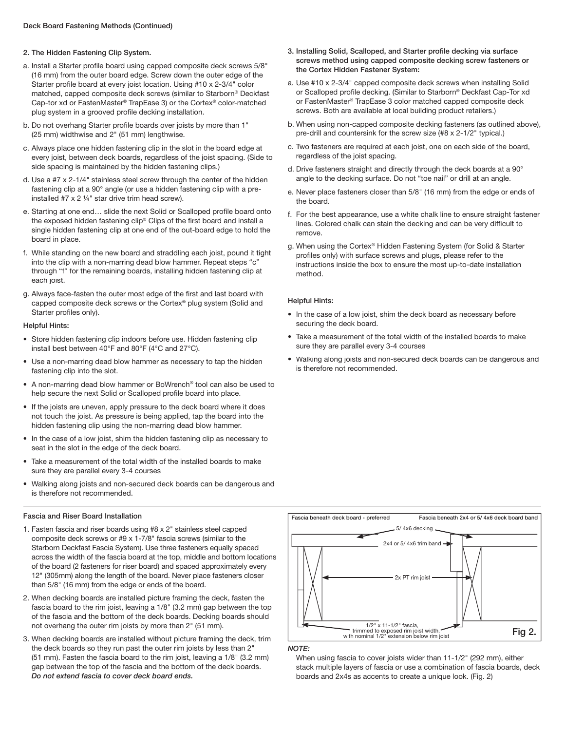### Deck Board Fastening Methods (Continued)

**2. The Hidden Fastening Clip System.**

a. Install a Starter profile board using capped composite deck screws 5/8" (16 mm) from the outer board edge. Screw down the outer edge of the Starter profile board at every joist location. Using #10 x 2-3/4" color matched, capped composite deck screws (similar to Starborn® Deckfast Cap-tor xd or FastenMaster® TrapEase 3) or the Cortex® color-matched plug system in a grooved profile decking installation.

b. Do not overhang Starter profile boards over joists by more than 1" (25 mm) widthwise and 2" (51 mm) lengthwise.

c. Always place one hidden fastening clip in the slot in the board edge at every joist, between deck boards, regardless of the joist spacing. (Side to side spacing is maintained by the hidden fastening clips.)

d. Use a #7 x 2-1/4" stainless steel screw through the center of the hidden fastening clip at a 90° angle (or use a hidden fastening clip with a pre-installed #7 x 2 ¼" star drive trim head screw).

e. Starting at one end… slide the next Solid or Scalloped profile board onto the exposed hidden fastening clip® Clips of the first board and install a single hidden fastening clip at one end of the out-board edge to hold the board in place.

f. While standing on the new board and straddling each joist, pound it tight into the clip with a non-marring dead blow hammer. Repeat steps "c" through "f" for the remaining boards, installing hidden fastening clip at each joist.

g. Always face-fasten the outer most edge of the first and last board with capped composite deck screws or the Cortex® plug system (Solid and Starter profiles only).

**Helpful Hints:**

- Store hidden fastening clip indoors before use. Hidden fastening clip install best between 40°F and 80°F (4°C and 27°C).
- Use a non-marring dead blow hammer as necessary to tap the hidden fastening clip into the slot.
- A non-marring dead blow hammer or BoWrench® tool can also be used to help secure the next Solid or Scalloped profile board into place.
- If the joists are uneven, apply pressure to the deck board where it does not touch the joist. As pressure is being applied, tap the board into the hidden fastening clip using the non-marring dead blow hammer.
- In the case of a low joist, shim the hidden fastening clip as necessary to seat in the slot in the edge of the deck board.
- Take a measurement of the total width of the installed boards to make sure they are parallel every 3-4 courses
- Walking along joists and non-secured deck boards can be dangerous and is therefore not recommended.

**3. Installing Solid, Scalloped, and Starter profile decking via surface screws method using capped composite decking screw fasteners or the Cortex Hidden Fastener System:**

a. Use #10 x 2-3/4" capped composite deck screws when installing Solid or Scalloped profile decking. (Similar to Starborn® Deckfast Cap-Tor xd or FastenMaster® TrapEase 3 color matched capped composite deck screws. Both are available at local building product retailers.)

b. When using non-capped composite decking fasteners (as outlined above), pre-drill and countersink for the screw size (#8 x 2-1/2" typical.)

c. Two fasteners are required at each joist, one on each side of the board, regardless of the joist spacing.

d. Drive fasteners straight and directly through the deck boards at a 90° angle to the decking surface. Do not "toe nail" or drill at an angle.

e. Never place fasteners closer than 5/8" (16 mm) from the edge or ends of the board.

f. For the best appearance, use a white chalk line to ensure straight fastener lines. Colored chalk can stain the decking and can be very difficult to remove.

g. When using the Cortex® Hidden Fastening System (for Solid & Starter profiles only) with surface screws and plugs, please refer to the instructions inside the box to ensure the most up-to-date installation method.

**Helpful Hints:**

- In the case of a low joist, shim the deck board as necessary before securing the deck board.
- Take a measurement of the total width of the installed boards to make sure they are parallel every 3-4 courses
- Walking along joists and non-secured deck boards can be dangerous and is therefore not recommended.

### Fascia and Riser Board Installation

1. Fasten fascia and riser boards using #8 x 2" stainless steel capped composite deck screws or #9 x 1-7/8" fascia screws (similar to the Starborn Deckfast Fascia System). Use three fasteners equally spaced across the width of the fascia board at the top, middle and bottom locations of the board (2 fasteners for riser board) and spaced approximately every 12" (305mm) along the length of the board. Never place fasteners closer than 5/8" (16 mm) from the edge or ends of the board.
2. When decking boards are installed picture framing the deck, fasten the fascia board to the rim joist, leaving a 1/8" (3.2 mm) gap between the top of the fascia and the bottom of the deck boards. Decking boards should not overhang the outer rim joists by more than 2" (51 mm).
3. When decking boards are installed without picture framing the deck, trim the deck boards so they run past the outer rim joists by less than 2" (51 mm). Fasten the fascia board to the rim joist, leaving a 1/8" (3.2 mm) gap between the top of the fascia and the bottom of the deck boards. ***Do not extend fascia to cover deck board ends.***

Fascia beneath deck board - preferred | Fascia beneath 2x4 or 5/ 4x6 deck board band

5/ 4x6 decking

2x4 or 5/ 4x6 trim band

2x PT rim joist

1/2" x 11-1/2" fascia, trimmed to exposed rim joist width, with nominal 1/2" extension below rim joist

Fig 2.

*NOTE:*

When using fascia to cover joists wider than 11-1/2" (292 mm), either stack multiple layers of fascia or use a combination of fascia boards, deck boards and 2x4s as accents to create a unique look. (Fig. 2)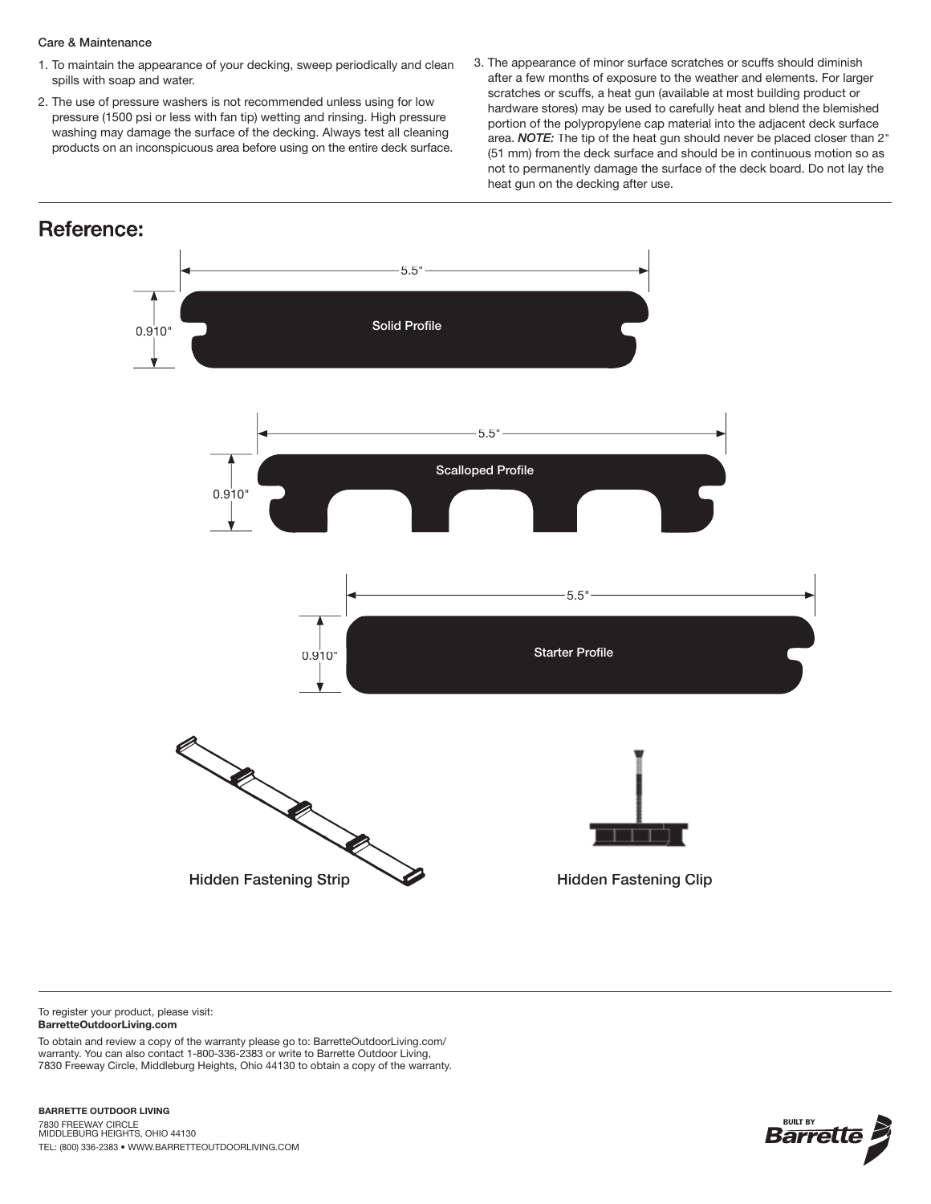Care & Maintenance

1. To maintain the appearance of your decking, sweep periodically and clean spills with soap and water.
2. The use of pressure washers is not recommended unless using for low pressure (1500 psi or less with fan tip) wetting and rinsing. High pressure washing may damage the surface of the decking. Always test all cleaning products on an inconspicuous area before using on the entire deck surface.
3. The appearance of minor surface scratches or scuffs should diminish after a few months of exposure to the weather and elements. For larger scratches or scuffs, a heat gun (available at most building product or hardware stores) may be used to carefully heat and blend the blemished portion of the polypropylene cap material into the adjacent deck surface area. ***NOTE:*** The tip of the heat gun should never be placed closer than 2" (51 mm) from the deck surface and should be in continuous motion so as not to permanently damage the surface of the deck board. Do not lay the heat gun on the decking after use.

## Reference:

5.5"
0.910"
Solid Profile

5.5"
0.910"
Scalloped Profile

5.5"
0.910"
Starter Profile

Hidden Fastening Strip

Hidden Fastening Clip

To register your product, please visit:
**BarretteOutdoorLiving.com**

To obtain and review a copy of the warranty please go to: BarretteOutdoorLiving.com/warranty. You can also contact 1-800-336-2383 or write to Barrette Outdoor Living, 7830 Freeway Circle, Middleburg Heights, Ohio 44130 to obtain a copy of the warranty.

**BARRETTE OUTDOOR LIVING**
7830 FREEWAY CIRCLE
MIDDLEBURG HEIGHTS, OHIO 44130
TEL: (800) 336-2383 • WWW.BARRETTEOUTDOORLIVING.COM

BUILT BY Barrette